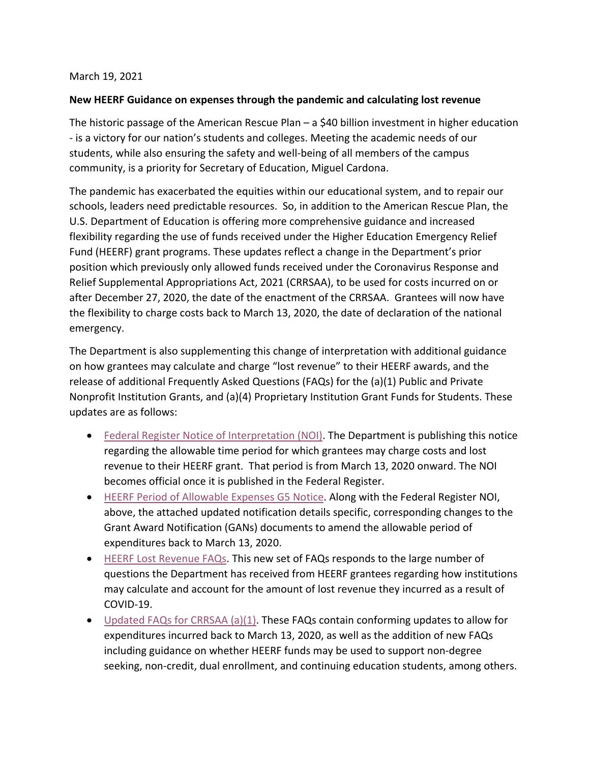March 19, 2021

**New HEERF Guidance on expenses through the pandemic and calculating lost revenue**

The historic passage of the American Rescue Plan – a $40 billion investment in higher education - is a victory for our nation's students and colleges. Meeting the academic needs of our students, while also ensuring the safety and well-being of all members of the campus community, is a priority for Secretary of Education, Miguel Cardona.

The pandemic has exacerbated the equities within our educational system, and to repair our schools, leaders need predictable resources. So, in addition to the American Rescue Plan, the U.S. Department of Education is offering more comprehensive guidance and increased flexibility regarding the use of funds received under the Higher Education Emergency Relief Fund (HEERF) grant programs. These updates reflect a change in the Department's prior position which previously only allowed funds received under the Coronavirus Response and Relief Supplemental Appropriations Act, 2021 (CRRSAA), to be used for costs incurred on or after December 27, 2020, the date of the enactment of the CRRSAA. Grantees will now have the flexibility to charge costs back to March 13, 2020, the date of declaration of the national emergency.

The Department is also supplementing this change of interpretation with additional guidance on how grantees may calculate and charge "lost revenue" to their HEERF awards, and the release of additional Frequently Asked Questions (FAQs) for the (a)(1) Public and Private Nonprofit Institution Grants, and (a)(4) Proprietary Institution Grant Funds for Students. These updates are as follows:

- Federal Register Notice of Interpretation (NOI). The Department is publishing this notice regarding the allowable time period for which grantees may charge costs and lost revenue to their HEERF grant. That period is from March 13, 2020 onward. The NOI becomes official once it is published in the Federal Register.
- HEERF Period of Allowable Expenses G5 Notice. Along with the Federal Register NOI, above, the attached updated notification details specific, corresponding changes to the Grant Award Notification (GANs) documents to amend the allowable period of expenditures back to March 13, 2020.
- HEERF Lost Revenue FAQs. This new set of FAQs responds to the large number of questions the Department has received from HEERF grantees regarding how institutions may calculate and account for the amount of lost revenue they incurred as a result of COVID-19.
- Updated FAQs for CRRSAA (a)(1). These FAQs contain conforming updates to allow for expenditures incurred back to March 13, 2020, as well as the addition of new FAQs including guidance on whether HEERF funds may be used to support non-degree seeking, non-credit, dual enrollment, and continuing education students, among others.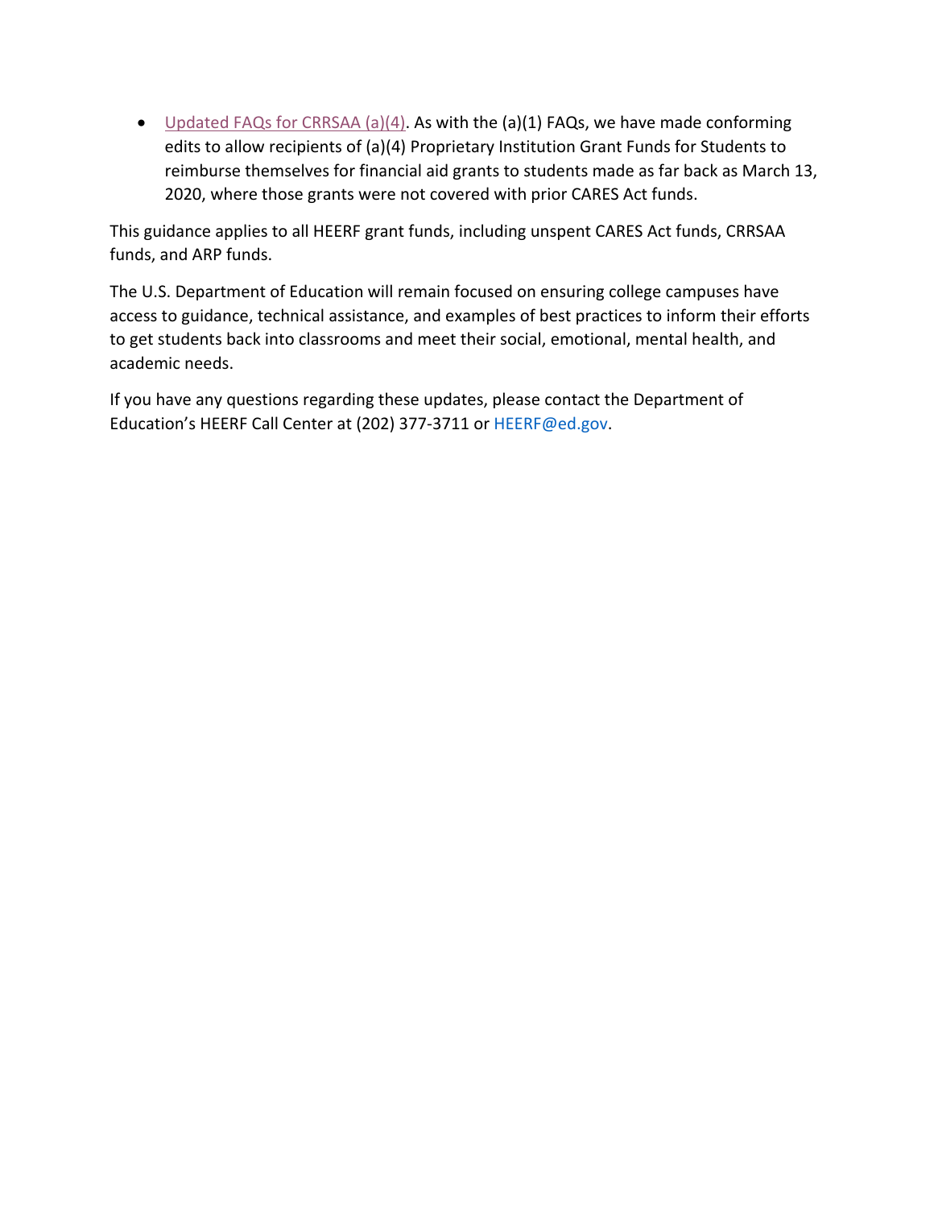- [Updated FAQs for CRRSAA (a)(4)](). As with the (a)(1) FAQs, we have made conforming edits to allow recipients of (a)(4) Proprietary Institution Grant Funds for Students to reimburse themselves for financial aid grants to students made as far back as March 13, 2020, where those grants were not covered with prior CARES Act funds.

This guidance applies to all HEERF grant funds, including unspent CARES Act funds, CRRSAA funds, and ARP funds.

The U.S. Department of Education will remain focused on ensuring college campuses have access to guidance, technical assistance, and examples of best practices to inform their efforts to get students back into classrooms and meet their social, emotional, mental health, and academic needs.

If you have any questions regarding these updates, please contact the Department of Education's HEERF Call Center at (202) 377-3711 or HEERF@ed.gov.